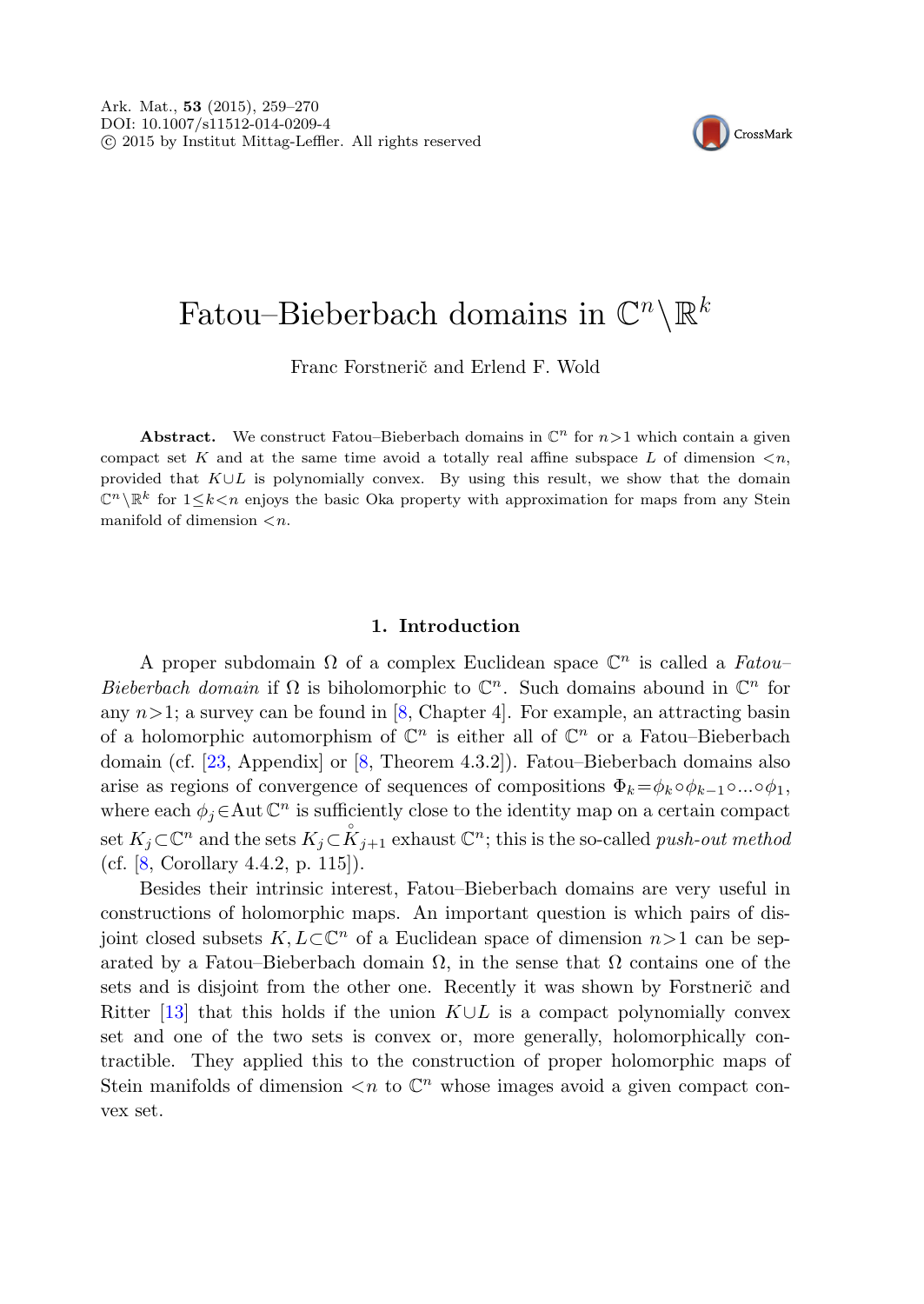# Fatou–Bieberbach domains in $\mathbb{C}^n \backslash \mathbb{R}^k$

Franc Forstnerič and Erlend F. Wold

**Abstract.** We construct Fatou–Bieberbach domains in $\mathbb{C}^n$ for $n>1$ which contain a given compact set $K$ and at the same time avoid a totally real affine subspace $L$ of dimension $<n$, provided that $K \cup L$ is polynomially convex. By using this result, we show that the domain $\mathbb{C}^n \backslash \mathbb{R}^k$ for $1 \le k < n$ enjoys the basic Oka property with approximation for maps from any Stein manifold of dimension $<n$.

## 1. Introduction

A proper subdomain $\Omega$ of a complex Euclidean space $\mathbb{C}^n$ is called a *Fatou–Bieberbach domain* if $\Omega$ is biholomorphic to $\mathbb{C}^n$. Such domains abound in $\mathbb{C}^n$ for any $n>1$; a survey can be found in [8, Chapter 4]. For example, an attracting basin of a holomorphic automorphism of $\mathbb{C}^n$ is either all of $\mathbb{C}^n$ or a Fatou–Bieberbach domain (cf. [23, Appendix] or [8, Theorem 4.3.2]). Fatou–Bieberbach domains also arise as regions of convergence of sequences of compositions $\Phi_k = \phi_k \circ \phi_{k-1} \circ \ldots \circ \phi_1$, where each $\phi_j \in \operatorname{Aut} \mathbb{C}^n$ is sufficiently close to the identity map on a certain compact set $K_j \subset \mathbb{C}^n$ and the sets $K_j \subset \mathring{K}_{j+1}$ exhaust $\mathbb{C}^n$; this is the so-called *push-out method* (cf. [8, Corollary 4.4.2, p. 115]).

Besides their intrinsic interest, Fatou–Bieberbach domains are very useful in constructions of holomorphic maps. An important question is which pairs of disjoint closed subsets $K, L \subset \mathbb{C}^n$ of a Euclidean space of dimension $n>1$ can be separated by a Fatou–Bieberbach domain $\Omega$, in the sense that $\Omega$ contains one of the sets and is disjoint from the other one. Recently it was shown by Forstnerič and Ritter [13] that this holds if the union $K \cup L$ is a compact polynomially convex set and one of the two sets is convex or, more generally, holomorphically contractible. They applied this to the construction of proper holomorphic maps of Stein manifolds of dimension $<n$ to $\mathbb{C}^n$ whose images avoid a given compact convex set.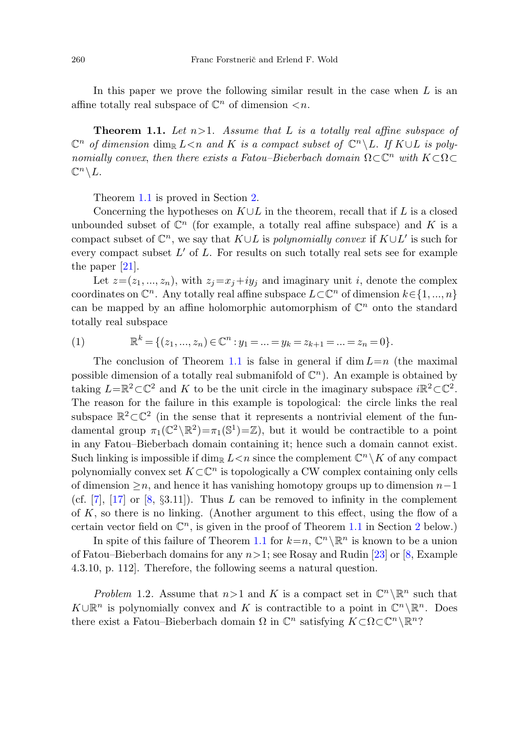In this paper we prove the following similar result in the case when $L$ is an affine totally real subspace of $\mathbb{C}^n$ of dimension $<n$.

**Theorem 1.1.** *Let $n>1$. Assume that $L$ is a totally real affine subspace of $\mathbb{C}^n$ of dimension $\dim_{\mathbb{R}} L<n$ and $K$ is a compact subset of $\mathbb{C}^n\setminus L$. If $K\cup L$ is polynomially convex, then there exists a Fatou–Bieberbach domain $\Omega\subset\mathbb{C}^n$ with $K\subset\Omega\subset\mathbb{C}^n\setminus L$.*

Theorem 1.1 is proved in Section 2.

Concerning the hypotheses on $K\cup L$ in the theorem, recall that if $L$ is a closed unbounded subset of $\mathbb{C}^n$ (for example, a totally real affine subspace) and $K$ is a compact subset of $\mathbb{C}^n$, we say that $K\cup L$ is *polynomially convex* if $K\cup L'$ is such for every compact subset $L'$ of $L$. For results on such totally real sets see for example the paper [21].

Let $z=(z_1,...,z_n)$, with $z_j=x_j+iy_j$ and imaginary unit $i$, denote the complex coordinates on $\mathbb{C}^n$. Any totally real affine subspace $L\subset\mathbb{C}^n$ of dimension $k\in\{1,...,n\}$ can be mapped by an affine holomorphic automorphism of $\mathbb{C}^n$ onto the standard totally real subspace

$$\mathbb{R}^k=\{(z_1,...,z_n)\in\mathbb{C}^n : y_1=...=y_k=z_{k+1}=...=z_n=0\}. \tag{1}$$

The conclusion of Theorem 1.1 is false in general if $\dim L=n$ (the maximal possible dimension of a totally real submanifold of $\mathbb{C}^n$). An example is obtained by taking $L=\mathbb{R}^2\subset\mathbb{C}^2$ and $K$ to be the unit circle in the imaginary subspace $i\mathbb{R}^2\subset\mathbb{C}^2$. The reason for the failure in this example is topological: the circle links the real subspace $\mathbb{R}^2\subset\mathbb{C}^2$ (in the sense that it represents a nontrivial element of the fundamental group $\pi_1(\mathbb{C}^2\setminus\mathbb{R}^2)=\pi_1(\mathbb{S}^1)=\mathbb{Z}$), but it would be contractible to a point in any Fatou–Bieberbach domain containing it; hence such a domain cannot exist. Such linking is impossible if $\dim_{\mathbb{R}} L<n$ since the complement $\mathbb{C}^n\setminus K$ of any compact polynomially convex set $K\subset\mathbb{C}^n$ is topologically a CW complex containing only cells of dimension $\geq n$, and hence it has vanishing homotopy groups up to dimension $n-1$ (cf. [7], [17] or [8, §3.11]). Thus $L$ can be removed to infinity in the complement of $K$, so there is no linking. (Another argument to this effect, using the flow of a certain vector field on $\mathbb{C}^n$, is given in the proof of Theorem 1.1 in Section 2 below.)

In spite of this failure of Theorem 1.1 for $k=n$, $\mathbb{C}^n\setminus\mathbb{R}^n$ is known to be a union of Fatou–Bieberbach domains for any $n>1$; see Rosay and Rudin [23] or [8, Example 4.3.10, p. 112]. Therefore, the following seems a natural question.

*Problem* 1.2. Assume that $n>1$ and $K$ is a compact set in $\mathbb{C}^n\setminus\mathbb{R}^n$ such that $K\cup\mathbb{R}^n$ is polynomially convex and $K$ is contractible to a point in $\mathbb{C}^n\setminus\mathbb{R}^n$. Does there exist a Fatou–Bieberbach domain $\Omega$ in $\mathbb{C}^n$ satisfying $K\subset\Omega\subset\mathbb{C}^n\setminus\mathbb{R}^n$?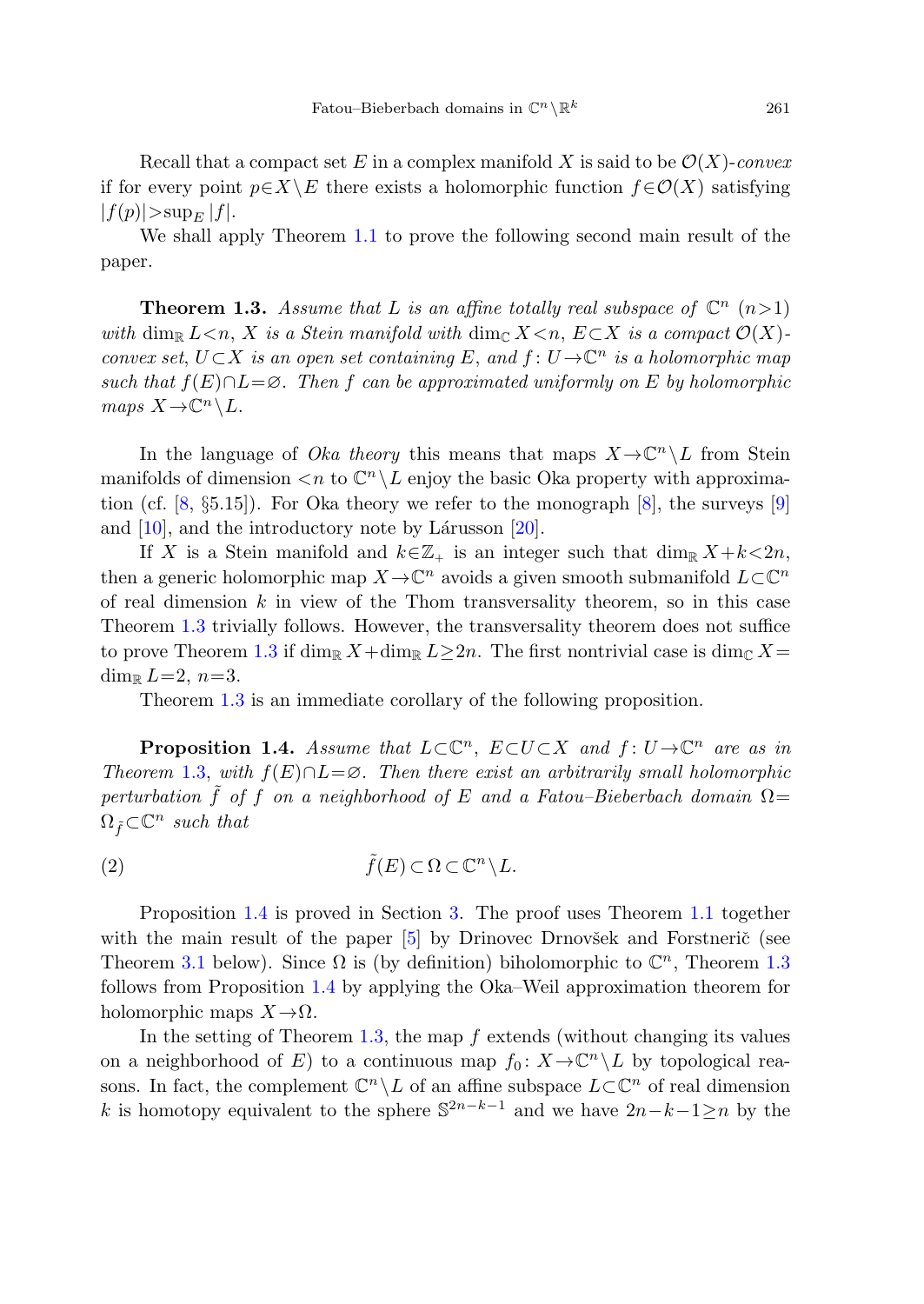Recall that a compact set $E$ in a complex manifold $X$ is said to be $\mathcal{O}(X)$-*convex* if for every point $p \in X \setminus E$ there exists a holomorphic function $f \in \mathcal{O}(X)$ satisfying $|f(p)| > \sup_E |f|$.

We shall apply Theorem 1.1 to prove the following second main result of the paper.

**Theorem 1.3.** *Assume that $L$ is an affine totally real subspace of $\mathbb{C}^n$ $(n>1)$ with $\dim_{\mathbb{R}} L < n$, $X$ is a Stein manifold with $\dim_{\mathbb{C}} X < n$, $E \subset X$ is a compact $\mathcal{O}(X)$-convex set, $U \subset X$ is an open set containing $E$, and $f \colon U \to \mathbb{C}^n$ is a holomorphic map such that $f(E) \cap L = \varnothing$. Then $f$ can be approximated uniformly on $E$ by holomorphic maps $X \to \mathbb{C}^n \setminus L$.*

In the language of *Oka theory* this means that maps $X \to \mathbb{C}^n \setminus L$ from Stein manifolds of dimension $<n$ to $\mathbb{C}^n \setminus L$ enjoy the basic Oka property with approximation (cf. [8, §5.15]). For Oka theory we refer to the monograph [8], the surveys [9] and [10], and the introductory note by Lárusson [20].

If $X$ is a Stein manifold and $k \in \mathbb{Z}_+$ is an integer such that $\dim_{\mathbb{R}} X + k < 2n$, then a generic holomorphic map $X \to \mathbb{C}^n$ avoids a given smooth submanifold $L \subset \mathbb{C}^n$ of real dimension $k$ in view of the Thom transversality theorem, so in this case Theorem 1.3 trivially follows. However, the transversality theorem does not suffice to prove Theorem 1.3 if $\dim_{\mathbb{R}} X + \dim_{\mathbb{R}} L \geq 2n$. The first nontrivial case is $\dim_{\mathbb{C}} X = \dim_{\mathbb{R}} L = 2$, $n = 3$.

Theorem 1.3 is an immediate corollary of the following proposition.

**Proposition 1.4.** *Assume that $L \subset \mathbb{C}^n$, $E \subset U \subset X$ and $f \colon U \to \mathbb{C}^n$ are as in Theorem 1.3, with $f(E) \cap L = \varnothing$. Then there exist an arbitrarily small holomorphic perturbation $\tilde{f}$ of $f$ on a neighborhood of $E$ and a Fatou–Bieberbach domain $\Omega = \Omega_{\tilde{f}} \subset \mathbb{C}^n$ such that*

$$\tilde{f}(E) \subset \Omega \subset \mathbb{C}^n \setminus L. \tag{2}$$

Proposition 1.4 is proved in Section 3. The proof uses Theorem 1.1 together with the main result of the paper [5] by Drinovec Drnovšek and Forstnerič (see Theorem 3.1 below). Since $\Omega$ is (by definition) biholomorphic to $\mathbb{C}^n$, Theorem 1.3 follows from Proposition 1.4 by applying the Oka–Weil approximation theorem for holomorphic maps $X \to \Omega$.

In the setting of Theorem 1.3, the map $f$ extends (without changing its values on a neighborhood of $E$) to a continuous map $f_0 \colon X \to \mathbb{C}^n \setminus L$ by topological reasons. In fact, the complement $\mathbb{C}^n \setminus L$ of an affine subspace $L \subset \mathbb{C}^n$ of real dimension $k$ is homotopy equivalent to the sphere $\mathbb{S}^{2n-k-1}$ and we have $2n-k-1 \geq n$ by the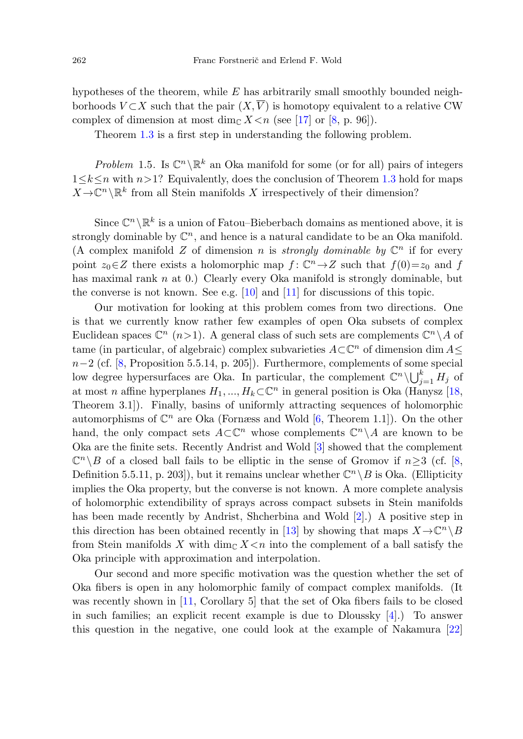hypotheses of the theorem, while $E$ has arbitrarily small smoothly bounded neighborhoods $V \subset X$ such that the pair $(X, \overline{V})$ is homotopy equivalent to a relative CW complex of dimension at most $\dim_{\mathbb{C}} X < n$ (see [17] or [8, p. 96]).

Theorem 1.3 is a first step in understanding the following problem.

*Problem* 1.5. Is $\mathbb{C}^n \setminus \mathbb{R}^k$ an Oka manifold for some (or for all) pairs of integers $1 \le k \le n$ with $n > 1$? Equivalently, does the conclusion of Theorem 1.3 hold for maps $X \to \mathbb{C}^n \setminus \mathbb{R}^k$ from all Stein manifolds $X$ irrespectively of their dimension?

Since $\mathbb{C}^n \setminus \mathbb{R}^k$ is a union of Fatou–Bieberbach domains as mentioned above, it is strongly dominable by $\mathbb{C}^n$, and hence is a natural candidate to be an Oka manifold. (A complex manifold $Z$ of dimension $n$ is *strongly dominable by* $\mathbb{C}^n$ if for every point $z_0 \in Z$ there exists a holomorphic map $f\colon \mathbb{C}^n \to Z$ such that $f(0) = z_0$ and $f$ has maximal rank $n$ at $0$.) Clearly every Oka manifold is strongly dominable, but the converse is not known. See e.g. [10] and [11] for discussions of this topic.

Our motivation for looking at this problem comes from two directions. One is that we currently know rather few examples of open Oka subsets of complex Euclidean spaces $\mathbb{C}^n$ $(n > 1)$. A general class of such sets are complements $\mathbb{C}^n \setminus A$ of tame (in particular, of algebraic) complex subvarieties $A \subset \mathbb{C}^n$ of dimension $\dim A \le n-2$ (cf. [8, Proposition 5.5.14, p. 205]). Furthermore, complements of some special low degree hypersurfaces are Oka. In particular, the complement $\mathbb{C}^n \setminus \bigcup_{j=1}^k H_j$ of at most $n$ affine hyperplanes $H_1, ..., H_k \subset \mathbb{C}^n$ in general position is Oka (Hanysz [18, Theorem 3.1]). Finally, basins of uniformly attracting sequences of holomorphic automorphisms of $\mathbb{C}^n$ are Oka (Fornæss and Wold [6, Theorem 1.1]). On the other hand, the only compact sets $A \subset \mathbb{C}^n$ whose complements $\mathbb{C}^n \setminus A$ are known to be Oka are the finite sets. Recently Andrist and Wold [3] showed that the complement $\mathbb{C}^n \setminus B$ of a closed ball fails to be elliptic in the sense of Gromov if $n \ge 3$ (cf. [8, Definition 5.5.11, p. 203]), but it remains unclear whether $\mathbb{C}^n \setminus B$ is Oka. (Ellipticity implies the Oka property, but the converse is not known. A more complete analysis of holomorphic extendibility of sprays across compact subsets in Stein manifolds has been made recently by Andrist, Shcherbina and Wold [2].) A positive step in this direction has been obtained recently in [13] by showing that maps $X \to \mathbb{C}^n \setminus B$ from Stein manifolds $X$ with $\dim_{\mathbb{C}} X < n$ into the complement of a ball satisfy the Oka principle with approximation and interpolation.

Our second and more specific motivation was the question whether the set of Oka fibers is open in any holomorphic family of compact complex manifolds. (It was recently shown in [11, Corollary 5] that the set of Oka fibers fails to be closed in such families; an explicit recent example is due to Dloussky [4].) To answer this question in the negative, one could look at the example of Nakamura [22]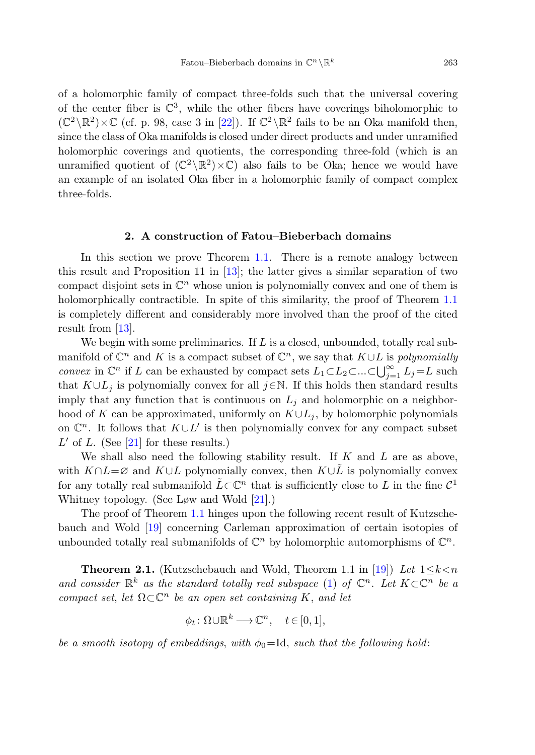of a holomorphic family of compact three-folds such that the universal covering of the center fiber is $\mathbb{C}^3$, while the other fibers have coverings biholomorphic to $(\mathbb{C}^2\setminus\mathbb{R}^2)\times\mathbb{C}$ (cf. p. 98, case 3 in [22]). If $\mathbb{C}^2\setminus\mathbb{R}^2$ fails to be an Oka manifold then, since the class of Oka manifolds is closed under direct products and under unramified holomorphic coverings and quotients, the corresponding three-fold (which is an unramified quotient of $(\mathbb{C}^2\setminus\mathbb{R}^2)\times\mathbb{C}$) also fails to be Oka; hence we would have an example of an isolated Oka fiber in a holomorphic family of compact complex three-folds.

## 2. A construction of Fatou–Bieberbach domains

In this section we prove Theorem 1.1. There is a remote analogy between this result and Proposition 11 in [13]; the latter gives a similar separation of two compact disjoint sets in $\mathbb{C}^n$ whose union is polynomially convex and one of them is holomorphically contractible. In spite of this similarity, the proof of Theorem 1.1 is completely different and considerably more involved than the proof of the cited result from [13].

We begin with some preliminaries. If $L$ is a closed, unbounded, totally real submanifold of $\mathbb{C}^n$ and $K$ is a compact subset of $\mathbb{C}^n$, we say that $K\cup L$ is *polynomially convex* in $\mathbb{C}^n$ if $L$ can be exhausted by compact sets $L_1\subset L_2\subset\ldots\subset\bigcup_{j=1}^{\infty} L_j=L$ such that $K\cup L_j$ is polynomially convex for all $j\in\mathbb{N}$. If this holds then standard results imply that any function that is continuous on $L_j$ and holomorphic on a neighborhood of $K$ can be approximated, uniformly on $K\cup L_j$, by holomorphic polynomials on $\mathbb{C}^n$. It follows that $K\cup L'$ is then polynomially convex for any compact subset $L'$ of $L$. (See [21] for these results.)

We shall also need the following stability result. If $K$ and $L$ are as above, with $K\cap L=\varnothing$ and $K\cup L$ polynomially convex, then $K\cup\tilde{L}$ is polynomially convex for any totally real submanifold $\tilde{L}\subset\mathbb{C}^n$ that is sufficiently close to $L$ in the fine $\mathcal{C}^1$ Whitney topology. (See Løw and Wold [21].)

The proof of Theorem 1.1 hinges upon the following recent result of Kutzschebauch and Wold [19] concerning Carleman approximation of certain isotopies of unbounded totally real submanifolds of $\mathbb{C}^n$ by holomorphic automorphisms of $\mathbb{C}^n$.

**Theorem 2.1.** (Kutzschebauch and Wold, Theorem 1.1 in [19]) *Let $1\le k<n$ and consider $\mathbb{R}^k$ as the standard totally real subspace (1) of $\mathbb{C}^n$. Let $K\subset\mathbb{C}^n$ be a compact set, let $\Omega\subset\mathbb{C}^n$ be an open set containing $K$, and let*

$$\phi_t\colon \Omega\cup\mathbb{R}^k \longrightarrow \mathbb{C}^n, \quad t\in[0,1],$$

*be a smooth isotopy of embeddings, with $\phi_0=\mathrm{Id}$, such that the following hold:*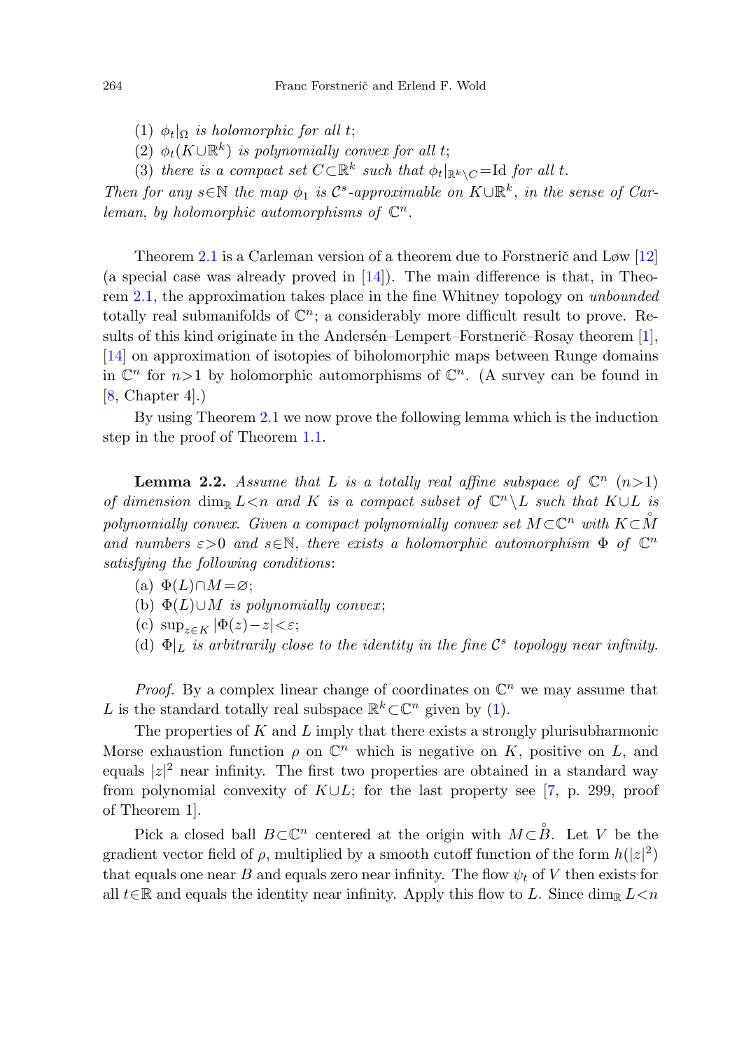(1) $\phi_t|_\Omega$ *is holomorphic for all* $t$;

(2) $\phi_t(K \cup \mathbb{R}^k)$ *is polynomially convex for all* $t$;

(3) *there is a compact set* $C \subset \mathbb{R}^k$ *such that* $\phi_t|_{\mathbb{R}^k \setminus C} = \mathrm{Id}$ *for all* $t$.

*Then for any* $s \in \mathbb{N}$ *the map* $\phi_1$ *is* $\mathcal{C}^s$*-approximable on* $K \cup \mathbb{R}^k$*, in the sense of Carleman, by holomorphic automorphisms of* $\mathbb{C}^n$.

Theorem 2.1 is a Carleman version of a theorem due to Forstnerič and Løw [12] (a special case was already proved in [14]). The main difference is that, in Theorem 2.1, the approximation takes place in the fine Whitney topology on *unbounded* totally real submanifolds of $\mathbb{C}^n$; a considerably more difficult result to prove. Results of this kind originate in the Andersén–Lempert–Forstnerič–Rosay theorem [1], [14] on approximation of isotopies of biholomorphic maps between Runge domains in $\mathbb{C}^n$ for $n>1$ by holomorphic automorphisms of $\mathbb{C}^n$. (A survey can be found in [8, Chapter 4].)

By using Theorem 2.1 we now prove the following lemma which is the induction step in the proof of Theorem 1.1.

**Lemma 2.2.** *Assume that* $L$ *is a totally real affine subspace of* $\mathbb{C}^n$ $(n>1)$ *of dimension* $\dim_{\mathbb{R}} L < n$ *and* $K$ *is a compact subset of* $\mathbb{C}^n \setminus L$ *such that* $K \cup L$ *is polynomially convex. Given a compact polynomially convex set* $M \subset \mathbb{C}^n$ *with* $K \subset \mathring{M}$ *and numbers* $\varepsilon > 0$ *and* $s \in \mathbb{N}$*, there exists a holomorphic automorphism* $\Phi$ *of* $\mathbb{C}^n$ *satisfying the following conditions*:

(a) $\Phi(L) \cap M = \varnothing$;

(b) $\Phi(L) \cup M$ *is polynomially convex*;

(c) $\sup_{z \in K} |\Phi(z) - z| < \varepsilon$;

(d) $\Phi|_L$ *is arbitrarily close to the identity in the fine* $\mathcal{C}^s$ *topology near infinity.*

*Proof.* By a complex linear change of coordinates on $\mathbb{C}^n$ we may assume that $L$ is the standard totally real subspace $\mathbb{R}^k \subset \mathbb{C}^n$ given by (1).

The properties of $K$ and $L$ imply that there exists a strongly plurisubharmonic Morse exhaustion function $\rho$ on $\mathbb{C}^n$ which is negative on $K$, positive on $L$, and equals $|z|^2$ near infinity. The first two properties are obtained in a standard way from polynomial convexity of $K \cup L$; for the last property see [7, p. 299, proof of Theorem 1].

Pick a closed ball $B \subset \mathbb{C}^n$ centered at the origin with $M \subset \mathring{B}$. Let $V$ be the gradient vector field of $\rho$, multiplied by a smooth cutoff function of the form $h(|z|^2)$ that equals one near $B$ and equals zero near infinity. The flow $\psi_t$ of $V$ then exists for all $t \in \mathbb{R}$ and equals the identity near infinity. Apply this flow to $L$. Since $\dim_{\mathbb{R}} L < n$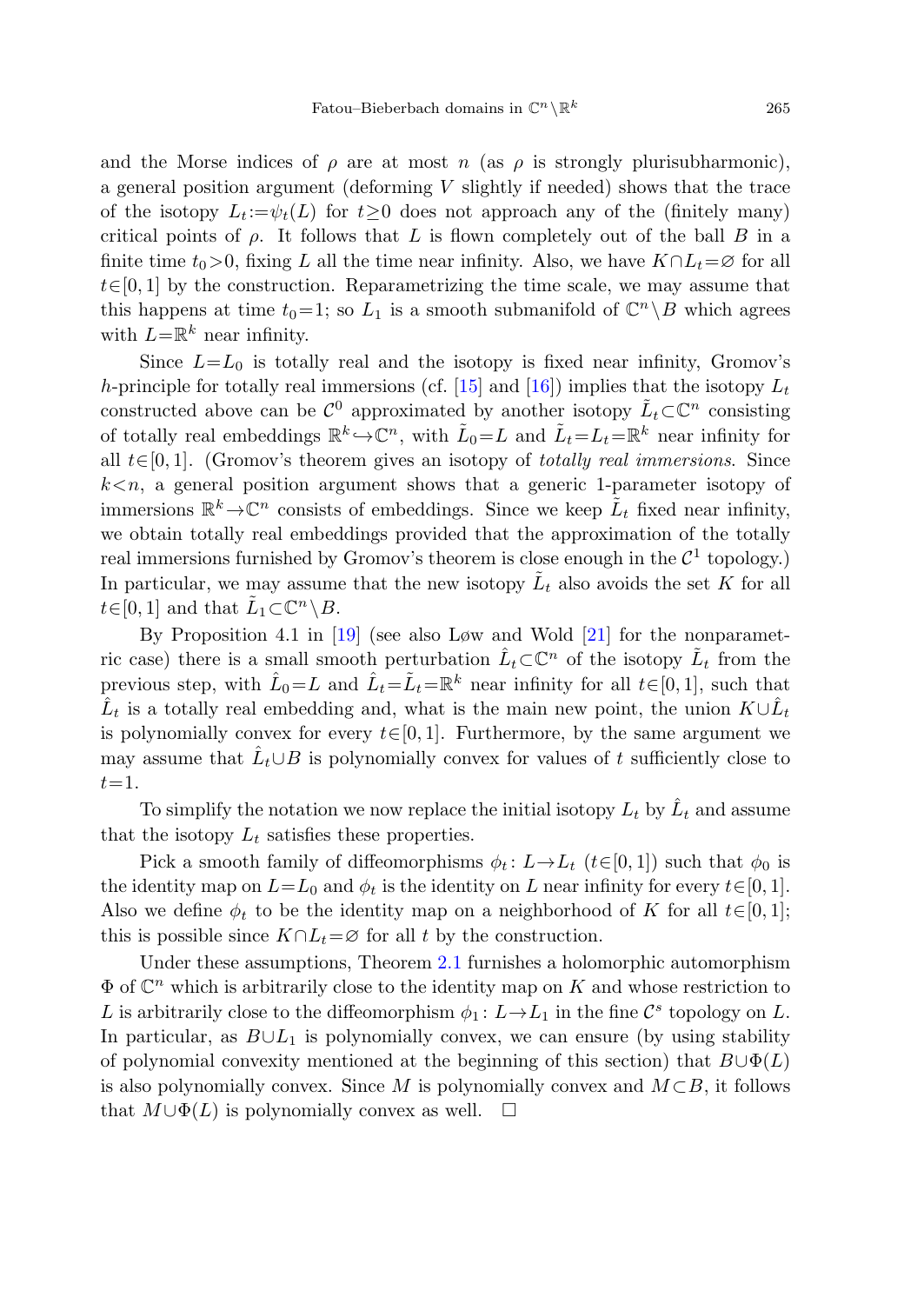and the Morse indices of $\rho$ are at most $n$ (as $\rho$ is strongly plurisubharmonic), a general position argument (deforming $V$ slightly if needed) shows that the trace of the isotopy $L_t := \psi_t(L)$ for $t \geq 0$ does not approach any of the (finitely many) critical points of $\rho$. It follows that $L$ is flown completely out of the ball $B$ in a finite time $t_0 > 0$, fixing $L$ all the time near infinity. Also, we have $K \cap L_t = \varnothing$ for all $t \in [0,1]$ by the construction. Reparametrizing the time scale, we may assume that this happens at time $t_0 = 1$; so $L_1$ is a smooth submanifold of $\mathbb{C}^n \setminus B$ which agrees with $L = \mathbb{R}^k$ near infinity.

Since $L = L_0$ is totally real and the isotopy is fixed near infinity, Gromov's $h$-principle for totally real immersions (cf. [15] and [16]) implies that the isotopy $L_t$ constructed above can be $\mathcal{C}^0$ approximated by another isotopy $\tilde{L}_t \subset \mathbb{C}^n$ consisting of totally real embeddings $\mathbb{R}^k \hookrightarrow \mathbb{C}^n$, with $\tilde{L}_0 = L$ and $\tilde{L}_t = L_t = \mathbb{R}^k$ near infinity for all $t \in [0,1]$. (Gromov's theorem gives an isotopy of *totally real immersions*. Since $k < n$, a general position argument shows that a generic 1-parameter isotopy of immersions $\mathbb{R}^k \to \mathbb{C}^n$ consists of embeddings. Since we keep $\tilde{L}_t$ fixed near infinity, we obtain totally real embeddings provided that the approximation of the totally real immersions furnished by Gromov's theorem is close enough in the $\mathcal{C}^1$ topology.) In particular, we may assume that the new isotopy $\tilde{L}_t$ also avoids the set $K$ for all $t \in [0,1]$ and that $\tilde{L}_1 \subset \mathbb{C}^n \setminus B$.

By Proposition 4.1 in [19] (see also Løw and Wold [21] for the nonparametric case) there is a small smooth perturbation $\hat{L}_t \subset \mathbb{C}^n$ of the isotopy $\tilde{L}_t$ from the previous step, with $\hat{L}_0 = L$ and $\hat{L}_t = \tilde{L}_t = \mathbb{R}^k$ near infinity for all $t \in [0,1]$, such that $\hat{L}_t$ is a totally real embedding and, what is the main new point, the union $K \cup \hat{L}_t$ is polynomially convex for every $t \in [0,1]$. Furthermore, by the same argument we may assume that $\hat{L}_t \cup B$ is polynomially convex for values of $t$ sufficiently close to $t = 1$.

To simplify the notation we now replace the initial isotopy $L_t$ by $\hat{L}_t$ and assume that the isotopy $L_t$ satisfies these properties.

Pick a smooth family of diffeomorphisms $\phi_t \colon L \to L_t$ $(t \in [0,1])$ such that $\phi_0$ is the identity map on $L = L_0$ and $\phi_t$ is the identity on $L$ near infinity for every $t \in [0,1]$. Also we define $\phi_t$ to be the identity map on a neighborhood of $K$ for all $t \in [0,1]$; this is possible since $K \cap L_t = \varnothing$ for all $t$ by the construction.

Under these assumptions, Theorem 2.1 furnishes a holomorphic automorphism $\Phi$ of $\mathbb{C}^n$ which is arbitrarily close to the identity map on $K$ and whose restriction to $L$ is arbitrarily close to the diffeomorphism $\phi_1 \colon L \to L_1$ in the fine $\mathcal{C}^s$ topology on $L$. In particular, as $B \cup L_1$ is polynomially convex, we can ensure (by using stability of polynomial convexity mentioned at the beginning of this section) that $B \cup \Phi(L)$ is also polynomially convex. Since $M$ is polynomially convex and $M \subset B$, it follows that $M \cup \Phi(L)$ is polynomially convex as well. $\square$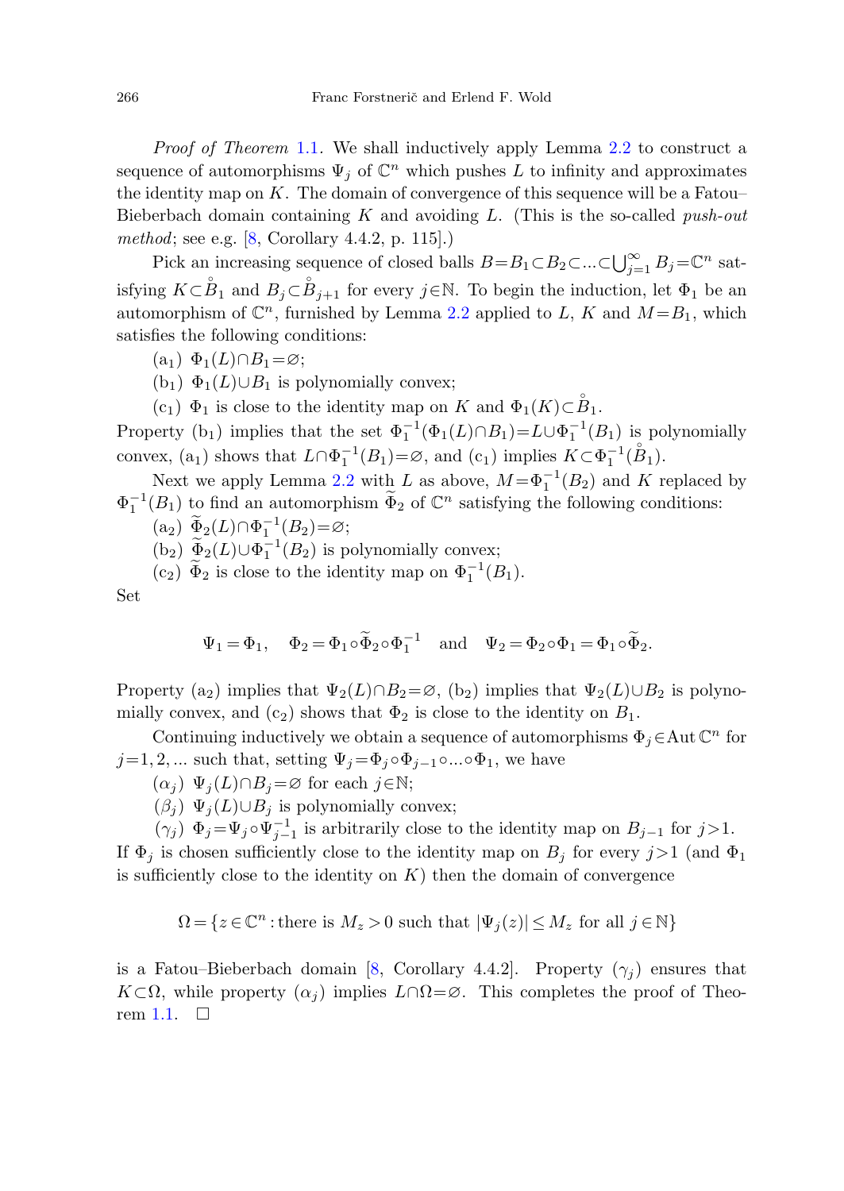*Proof of Theorem* 1.1. We shall inductively apply Lemma 2.2 to construct a sequence of automorphisms $\Psi_j$ of $\mathbb{C}^n$ which pushes $L$ to infinity and approximates the identity map on $K$. The domain of convergence of this sequence will be a Fatou–Bieberbach domain containing $K$ and avoiding $L$. (This is the so-called *push-out method*; see e.g. [8, Corollary 4.4.2, p. 115].)

Pick an increasing sequence of closed balls $B=B_1\subset B_2\subset ...\subset\bigcup_{j=1}^\infty B_j=\mathbb{C}^n$ satisfying $K\subset\mathring{B}_1$ and $B_j\subset\mathring{B}_{j+1}$ for every $j\in\mathbb{N}$. To begin the induction, let $\Phi_1$ be an automorphism of $\mathbb{C}^n$, furnished by Lemma 2.2 applied to $L$, $K$ and $M=B_1$, which satisfies the following conditions:

($\mathrm{a}_1$) $\Phi_1(L)\cap B_1=\varnothing$;

($\mathrm{b}_1$) $\Phi_1(L)\cup B_1$ is polynomially convex;

($\mathrm{c}_1$) $\Phi_1$ is close to the identity map on $K$ and $\Phi_1(K)\subset\mathring{B}_1$.

Property ($\mathrm{b}_1$) implies that the set $\Phi_1^{-1}(\Phi_1(L)\cap B_1)=L\cup\Phi_1^{-1}(B_1)$ is polynomially convex, ($\mathrm{a}_1$) shows that $L\cap\Phi_1^{-1}(B_1)=\varnothing$, and ($\mathrm{c}_1$) implies $K\subset\Phi_1^{-1}(\mathring{B}_1)$.

Next we apply Lemma 2.2 with $L$ as above, $M=\Phi_1^{-1}(B_2)$ and $K$ replaced by $\Phi_1^{-1}(B_1)$ to find an automorphism $\widetilde{\Phi}_2$ of $\mathbb{C}^n$ satisfying the following conditions:

($\mathrm{a}_2$) $\widetilde{\Phi}_2(L)\cap\Phi_1^{-1}(B_2)=\varnothing$;

($\mathrm{b}_2$) $\widetilde{\Phi}_2(L)\cup\Phi_1^{-1}(B_2)$ is polynomially convex;

($\mathrm{c}_2$) $\widetilde{\Phi}_2$ is close to the identity map on $\Phi_1^{-1}(B_1)$.

Set

$$\Psi_1=\Phi_1,\quad \Phi_2=\Phi_1\circ\widetilde{\Phi}_2\circ\Phi_1^{-1}\quad\text{and}\quad \Psi_2=\Phi_2\circ\Phi_1=\Phi_1\circ\widetilde{\Phi}_2.$$

Property ($\mathrm{a}_2$) implies that $\Psi_2(L)\cap B_2=\varnothing$, ($\mathrm{b}_2$) implies that $\Psi_2(L)\cup B_2$ is polynomially convex, and ($\mathrm{c}_2$) shows that $\Phi_2$ is close to the identity on $B_1$.

Continuing inductively we obtain a sequence of automorphisms $\Phi_j\in\operatorname{Aut}\mathbb{C}^n$ for $j=1,2,...$ such that, setting $\Psi_j=\Phi_j\circ\Phi_{j-1}\circ...\circ\Phi_1$, we have

($\alpha_j$) $\Psi_j(L)\cap B_j=\varnothing$ for each $j\in\mathbb{N}$;

($\beta_j$) $\Psi_j(L)\cup B_j$ is polynomially convex;

($\gamma_j$) $\Phi_j=\Psi_j\circ\Psi_{j-1}^{-1}$ is arbitrarily close to the identity map on $B_{j-1}$ for $j>1$.

If $\Phi_j$ is chosen sufficiently close to the identity map on $B_j$ for every $j>1$ (and $\Phi_1$ is sufficiently close to the identity on $K$) then the domain of convergence

$$\Omega=\{z\in\mathbb{C}^n : \text{there is } M_z>0 \text{ such that } |\Psi_j(z)|\le M_z \text{ for all } j\in\mathbb{N}\}$$

is a Fatou–Bieberbach domain [8, Corollary 4.4.2]. Property ($\gamma_j$) ensures that $K\subset\Omega$, while property ($\alpha_j$) implies $L\cap\Omega=\varnothing$. This completes the proof of Theorem 1.1. $\square$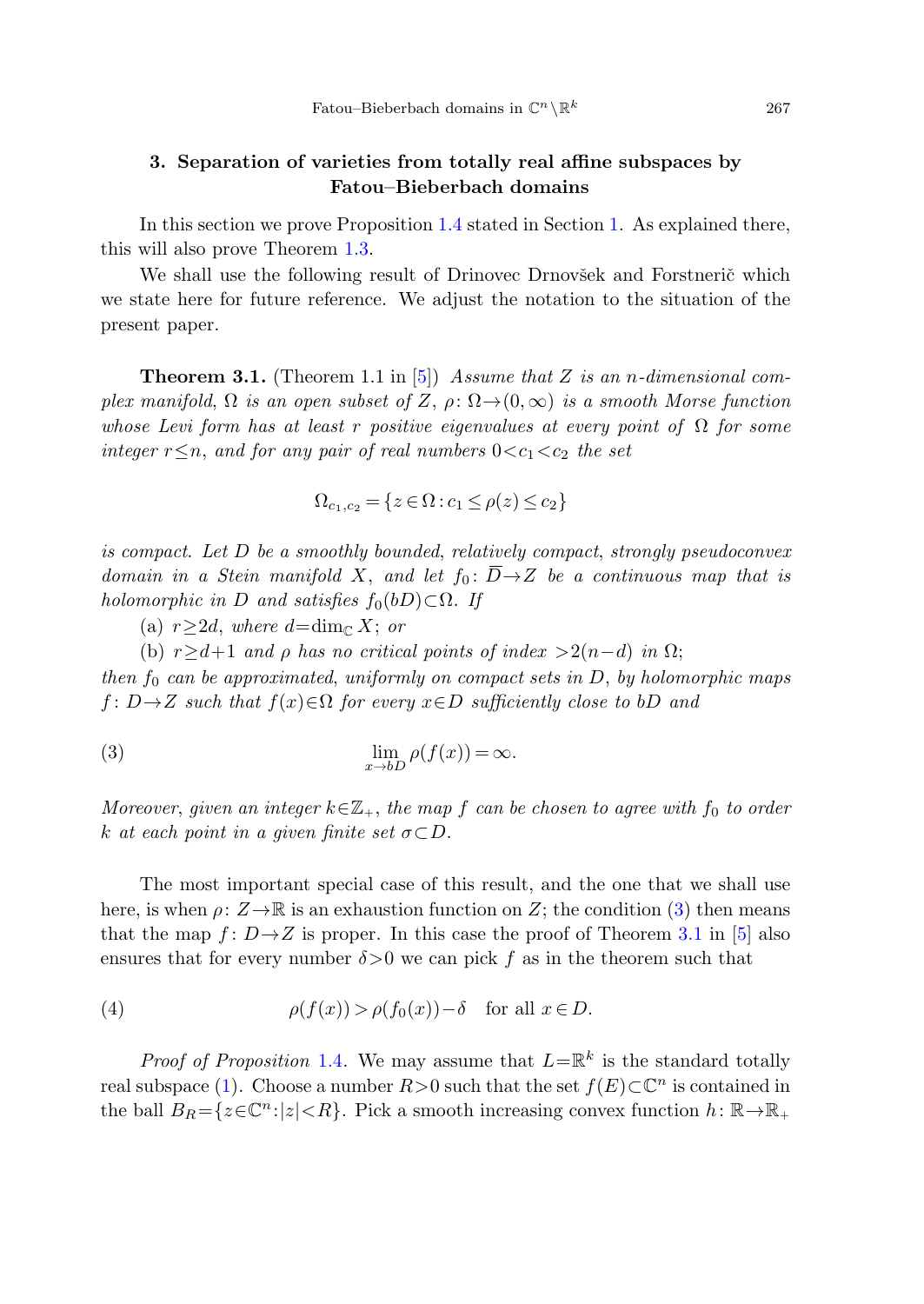## 3. Separation of varieties from totally real affine subspaces by Fatou–Bieberbach domains

In this section we prove Proposition 1.4 stated in Section 1. As explained there, this will also prove Theorem 1.3.

We shall use the following result of Drinovec Drnovšek and Forstnerič which we state here for future reference. We adjust the notation to the situation of the present paper.

**Theorem 3.1.** (Theorem 1.1 in [5]) *Assume that $Z$ is an $n$-dimensional complex manifold, $\Omega$ is an open subset of $Z$, $\rho\colon \Omega\to(0,\infty)$ is a smooth Morse function whose Levi form has at least $r$ positive eigenvalues at every point of $\Omega$ for some integer $r\le n$, and for any pair of real numbers $0<c_1<c_2$ the set*

$$\Omega_{c_1,c_2} = \{z\in\Omega : c_1 \le \rho(z) \le c_2\}$$

*is compact. Let $D$ be a smoothly bounded, relatively compact, strongly pseudoconvex domain in a Stein manifold $X$, and let $f_0\colon \overline{D}\to Z$ be a continuous map that is holomorphic in $D$ and satisfies $f_0(bD)\subset\Omega$. If*

(a) *$r\ge 2d$, where $d=\dim_{\mathbb{C}} X$; or*

(b) *$r\ge d+1$ and $\rho$ has no critical points of index $>2(n-d)$ in $\Omega$;*

*then $f_0$ can be approximated, uniformly on compact sets in $D$, by holomorphic maps $f\colon D\to Z$ such that $f(x)\in\Omega$ for every $x\in D$ sufficiently close to $bD$ and*

$$\lim_{x\to bD} \rho(f(x)) = \infty. \tag{3}$$

*Moreover, given an integer $k\in\mathbb{Z}_+$, the map $f$ can be chosen to agree with $f_0$ to order $k$ at each point in a given finite set $\sigma\subset D$.*

The most important special case of this result, and the one that we shall use here, is when $\rho\colon Z\to\mathbb{R}$ is an exhaustion function on $Z$; the condition (3) then means that the map $f\colon D\to Z$ is proper. In this case the proof of Theorem 3.1 in [5] also ensures that for every number $\delta>0$ we can pick $f$ as in the theorem such that

$$\rho(f(x)) > \rho(f_0(x)) - \delta \quad \text{for all } x\in D. \tag{4}$$

*Proof of Proposition* 1.4. We may assume that $L=\mathbb{R}^k$ is the standard totally real subspace (1). Choose a number $R>0$ such that the set $f(E)\subset\mathbb{C}^n$ is contained in the ball $B_R=\{z\in\mathbb{C}^n : |z|<R\}$. Pick a smooth increasing convex function $h\colon \mathbb{R}\to\mathbb{R}_+$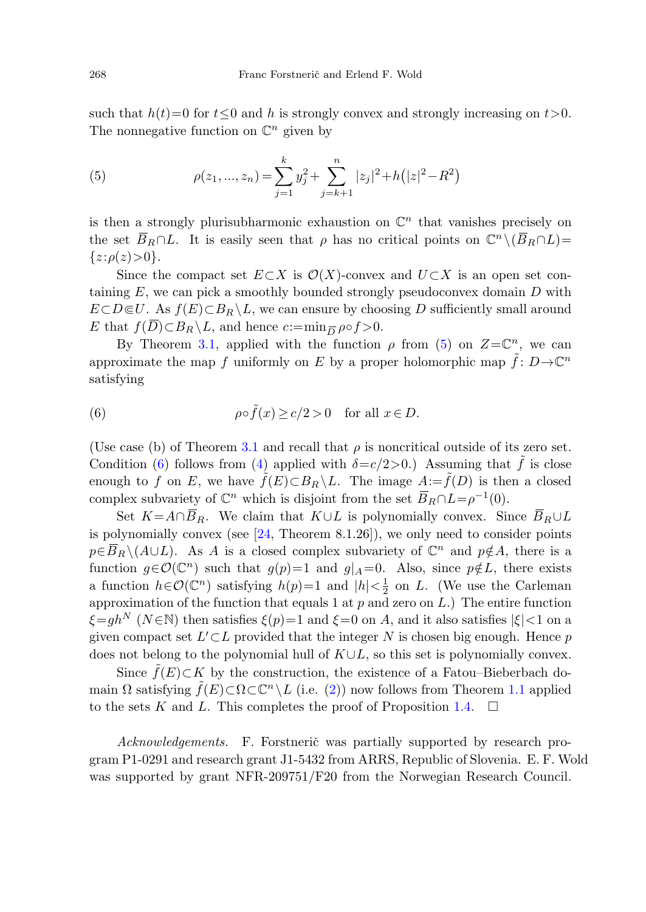such that $h(t)=0$ for $t\le 0$ and $h$ is strongly convex and strongly increasing on $t>0$. The nonnegative function on $\mathbb{C}^n$ given by

$$\rho(z_1,...,z_n)=\sum_{j=1}^{k} y_j^2+\sum_{j=k+1}^{n}|z_j|^2+h\big(|z|^2-R^2\big) \tag{5}$$

is then a strongly plurisubharmonic exhaustion on $\mathbb{C}^n$ that vanishes precisely on the set $\overline{B}_R\cap L$. It is easily seen that $\rho$ has no critical points on $\mathbb{C}^n\setminus(\overline{B}_R\cap L)=\{z:\rho(z)>0\}$.

Since the compact set $E\subset X$ is $\mathcal{O}(X)$-convex and $U\subset X$ is an open set containing $E$, we can pick a smoothly bounded strongly pseudoconvex domain $D$ with $E\subset D\Subset U$. As $f(E)\subset B_R\setminus L$, we can ensure by choosing $D$ sufficiently small around $E$ that $f(\overline{D})\subset B_R\setminus L$, and hence $c:=\min_{\overline{D}}\rho\circ f>0$.

By Theorem 3.1, applied with the function $\rho$ from (5) on $Z=\mathbb{C}^n$, we can approximate the map $f$ uniformly on $E$ by a proper holomorphic map $\tilde{f}\colon D\to\mathbb{C}^n$ satisfying

$$\rho\circ\tilde{f}(x)\ge c/2>0 \quad \text{for all } x\in D. \tag{6}$$

(Use case (b) of Theorem 3.1 and recall that $\rho$ is noncritical outside of its zero set. Condition (6) follows from (4) applied with $\delta=c/2>0$.) Assuming that $\tilde{f}$ is close enough to $f$ on $E$, we have $\tilde{f}(E)\subset B_R\setminus L$. The image $A:=\tilde{f}(D)$ is then a closed complex subvariety of $\mathbb{C}^n$ which is disjoint from the set $\overline{B}_R\cap L=\rho^{-1}(0)$.

Set $K=A\cap\overline{B}_R$. We claim that $K\cup L$ is polynomially convex. Since $\overline{B}_R\cup L$ is polynomially convex (see [24, Theorem 8.1.26]), we only need to consider points $p\in\overline{B}_R\setminus(A\cup L)$. As $A$ is a closed complex subvariety of $\mathbb{C}^n$ and $p\notin A$, there is a function $g\in\mathcal{O}(\mathbb{C}^n)$ such that $g(p)=1$ and $g|_A=0$. Also, since $p\notin L$, there exists a function $h\in\mathcal{O}(\mathbb{C}^n)$ satisfying $h(p)=1$ and $|h|<\frac{1}{2}$ on $L$. (We use the Carleman approximation of the function that equals 1 at $p$ and zero on $L$.) The entire function $\xi=gh^N$ ($N\in\mathbb{N}$) then satisfies $\xi(p)=1$ and $\xi=0$ on $A$, and it also satisfies $|\xi|<1$ on a given compact set $L'\subset L$ provided that the integer $N$ is chosen big enough. Hence $p$ does not belong to the polynomial hull of $K\cup L$, so this set is polynomially convex.

Since $\tilde{f}(E)\subset K$ by the construction, the existence of a Fatou–Bieberbach domain $\Omega$ satisfying $\tilde{f}(E)\subset\Omega\subset\mathbb{C}^n\setminus L$ (i.e. (2)) now follows from Theorem 1.1 applied to the sets $K$ and $L$. This completes the proof of Proposition 1.4. $\square$

*Acknowledgements.* F. Forstnerič was partially supported by research program P1-0291 and research grant J1-5432 from ARRS, Republic of Slovenia. E. F. Wold was supported by grant NFR-209751/F20 from the Norwegian Research Council.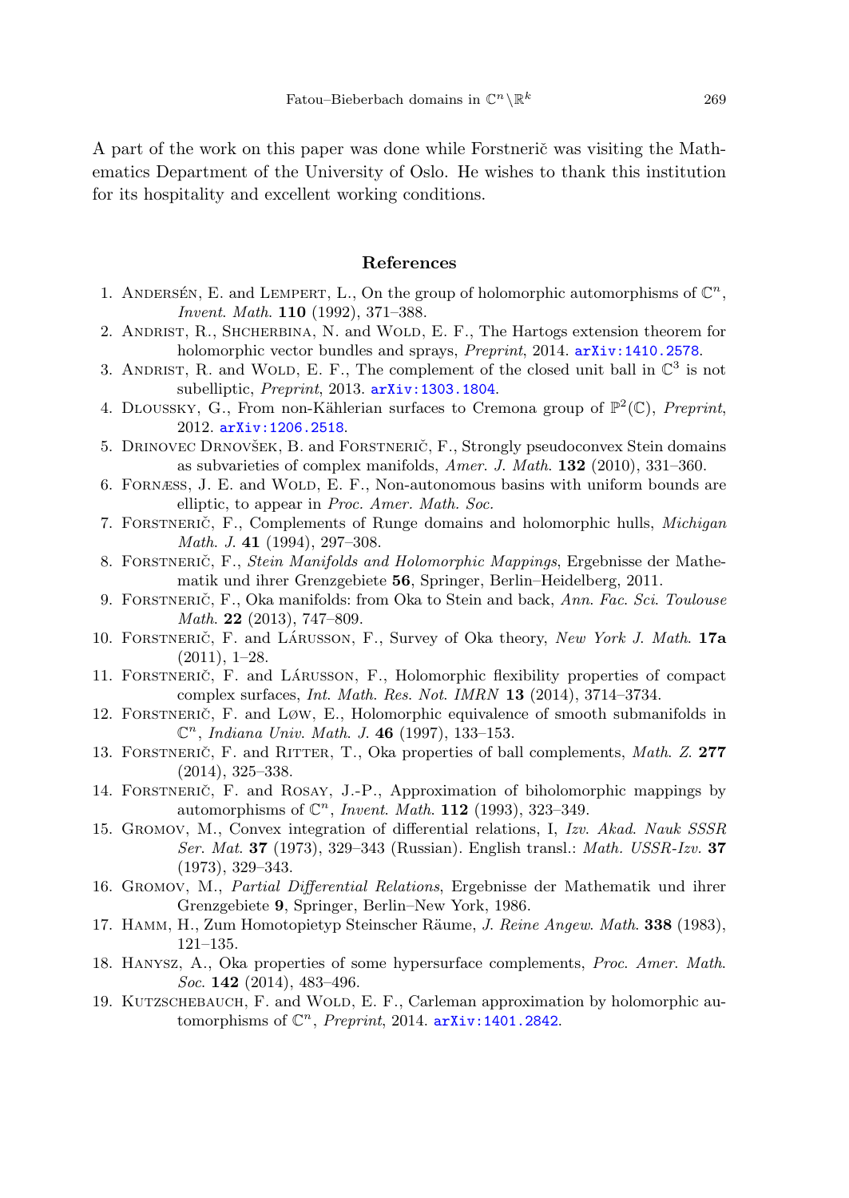A part of the work on this paper was done while Forstnerič was visiting the Mathematics Department of the University of Oslo. He wishes to thank this institution for its hospitality and excellent working conditions.

## References

1. Andersén, E. and Lempert, L., On the group of holomorphic automorphisms of $\mathbb{C}^n$, *Invent. Math.* **110** (1992), 371–388.
2. Andrist, R., Shcherbina, N. and Wold, E. F., The Hartogs extension theorem for holomorphic vector bundles and sprays, *Preprint*, 2014. arXiv:1410.2578.
3. Andrist, R. and Wold, E. F., The complement of the closed unit ball in $\mathbb{C}^3$ is not subelliptic, *Preprint*, 2013. arXiv:1303.1804.
4. Dloussky, G., From non-Kählerian surfaces to Cremona group of $\mathbb{P}^2(\mathbb{C})$, *Preprint*, 2012. arXiv:1206.2518.
5. Drinovec Drnovšek, B. and Forstnerič, F., Strongly pseudoconvex Stein domains as subvarieties of complex manifolds, *Amer. J. Math.* **132** (2010), 331–360.
6. Fornæss, J. E. and Wold, E. F., Non-autonomous basins with uniform bounds are elliptic, to appear in *Proc. Amer. Math. Soc.*
7. Forstnerič, F., Complements of Runge domains and holomorphic hulls, *Michigan Math. J.* **41** (1994), 297–308.
8. Forstnerič, F., *Stein Manifolds and Holomorphic Mappings*, Ergebnisse der Mathematik und ihrer Grenzgebiete **56**, Springer, Berlin–Heidelberg, 2011.
9. Forstnerič, F., Oka manifolds: from Oka to Stein and back, *Ann. Fac. Sci. Toulouse Math.* **22** (2013), 747–809.
10. Forstnerič, F. and Lárusson, F., Survey of Oka theory, *New York J. Math.* **17a** (2011), 1–28.
11. Forstnerič, F. and Lárusson, F., Holomorphic flexibility properties of compact complex surfaces, *Int. Math. Res. Not. IMRN* **13** (2014), 3714–3734.
12. Forstnerič, F. and Løw, E., Holomorphic equivalence of smooth submanifolds in $\mathbb{C}^n$, *Indiana Univ. Math. J.* **46** (1997), 133–153.
13. Forstnerič, F. and Ritter, T., Oka properties of ball complements, *Math. Z.* **277** (2014), 325–338.
14. Forstnerič, F. and Rosay, J.-P., Approximation of biholomorphic mappings by automorphisms of $\mathbb{C}^n$, *Invent. Math.* **112** (1993), 323–349.
15. Gromov, M., Convex integration of differential relations, I, *Izv. Akad. Nauk SSSR Ser. Mat.* **37** (1973), 329–343 (Russian). English transl.: *Math. USSR-Izv.* **37** (1973), 329–343.
16. Gromov, M., *Partial Differential Relations*, Ergebnisse der Mathematik und ihrer Grenzgebiete **9**, Springer, Berlin–New York, 1986.
17. Hamm, H., Zum Homotopietyp Steinscher Räume, *J. Reine Angew. Math.* **338** (1983), 121–135.
18. Hanysz, A., Oka properties of some hypersurface complements, *Proc. Amer. Math. Soc.* **142** (2014), 483–496.
19. Kutzschebauch, F. and Wold, E. F., Carleman approximation by holomorphic automorphisms of $\mathbb{C}^n$, *Preprint*, 2014. arXiv:1401.2842.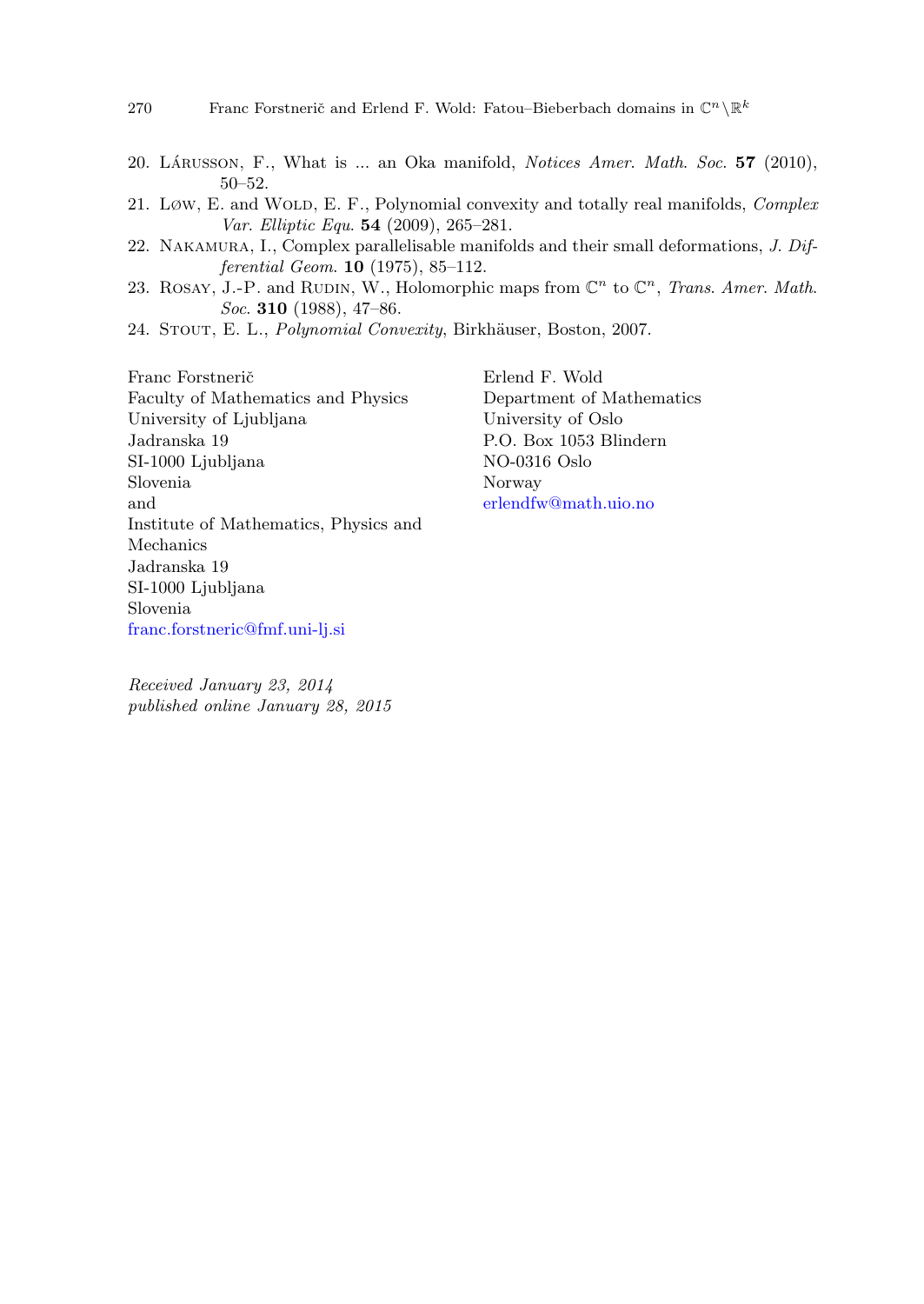20. Lárusson, F., What is ... an Oka manifold, *Notices Amer. Math. Soc.* **57** (2010), 50–52.
21. Løw, E. and Wold, E. F., Polynomial convexity and totally real manifolds, *Complex Var. Elliptic Equ.* **54** (2009), 265–281.
22. Nakamura, I., Complex parallelisable manifolds and their small deformations, *J. Differential Geom.* **10** (1975), 85–112.
23. Rosay, J.-P. and Rudin, W., Holomorphic maps from $\mathbb{C}^n$ to $\mathbb{C}^n$, *Trans. Amer. Math. Soc.* **310** (1988), 47–86.
24. Stout, E. L., *Polynomial Convexity*, Birkhäuser, Boston, 2007.

Franc Forstnerič
Faculty of Mathematics and Physics
University of Ljubljana
Jadranska 19
SI-1000 Ljubljana
Slovenia
and
Institute of Mathematics, Physics and Mechanics
Jadranska 19
SI-1000 Ljubljana
Slovenia
franc.forstneric@fmf.uni-lj.si

Erlend F. Wold
Department of Mathematics
University of Oslo
P.O. Box 1053 Blindern
NO-0316 Oslo
Norway
erlendfw@math.uio.no

*Received January 23, 2014*
*published online January 28, 2015*